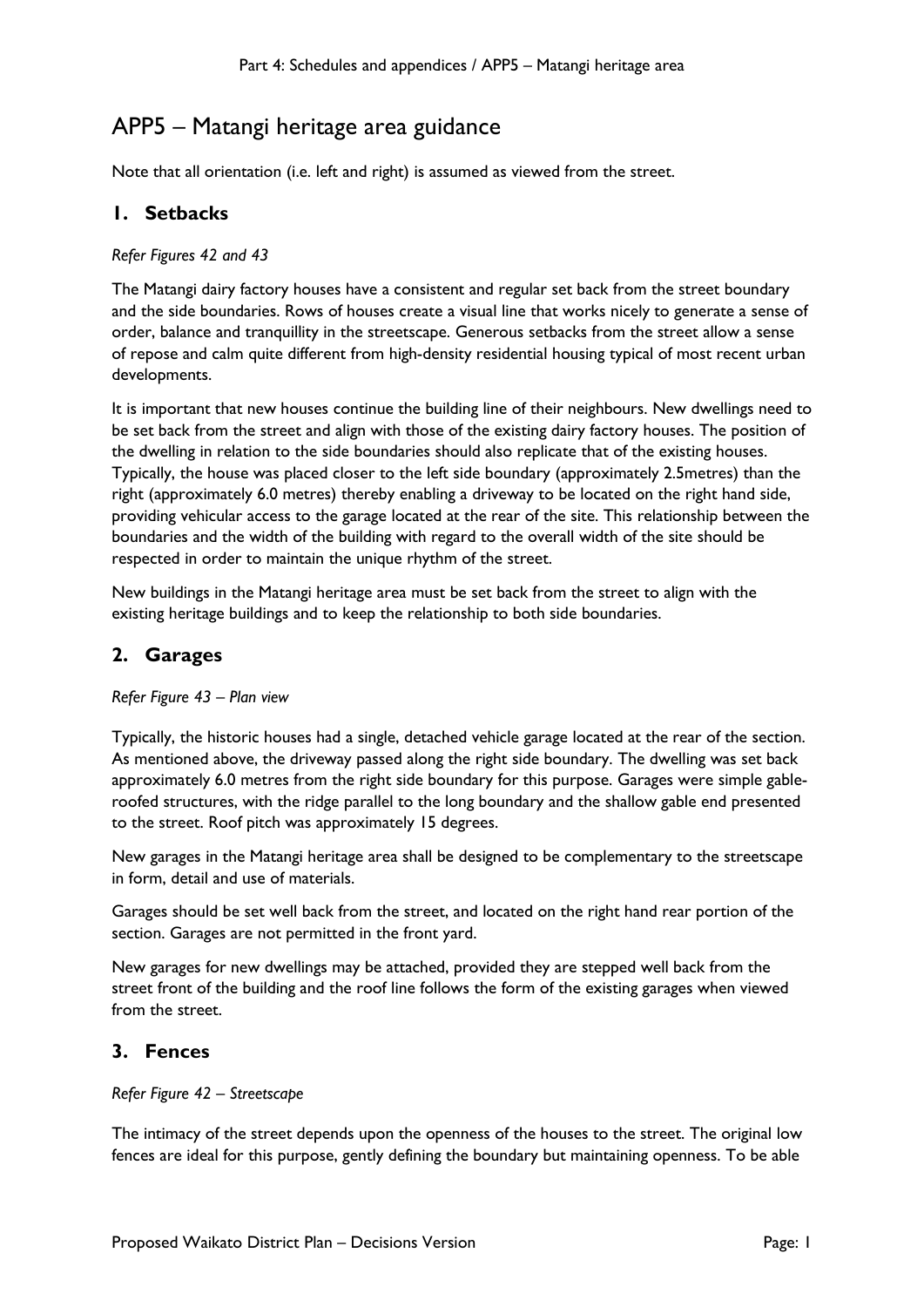# APP5 – Matangi heritage area guidance

Note that all orientation (i.e. left and right) is assumed as viewed from the street.

## 1. Setbacks

*Refer Figures 42 and 43*

The Matangi dairy factory houses have a consistent and regular set back from the street boundary and the side boundaries. Rows of houses create a visual line that works nicely to generate a sense of order, balance and tranquillity in the streetscape. Generous setbacks from the street allow a sense of repose and calm quite different from high-density residential housing typical of most recent urban developments.

It is important that new houses continue the building line of their neighbours. New dwellings need to be set back from the street and align with those of the existing dairy factory houses. The position of the dwelling in relation to the side boundaries should also replicate that of the existing houses. Typically, the house was placed closer to the left side boundary (approximately 2.5metres) than the right (approximately 6.0 metres) thereby enabling a driveway to be located on the right hand side, providing vehicular access to the garage located at the rear of the site. This relationship between the boundaries and the width of the building with regard to the overall width of the site should be respected in order to maintain the unique rhythm of the street.

New buildings in the Matangi heritage area must be set back from the street to align with the existing heritage buildings and to keep the relationship to both side boundaries.

## 2. Garages

*Refer Figure 43 – Plan view*

Typically, the historic houses had a single, detached vehicle garage located at the rear of the section. As mentioned above, the driveway passed along the right side boundary. The dwelling was set back approximately 6.0 metres from the right side boundary for this purpose. Garages were simple gable-roofed structures, with the ridge parallel to the long boundary and the shallow gable end presented to the street. Roof pitch was approximately 15 degrees.

New garages in the Matangi heritage area shall be designed to be complementary to the streetscape in form, detail and use of materials.

Garages should be set well back from the street, and located on the right hand rear portion of the section. Garages are not permitted in the front yard.

New garages for new dwellings may be attached, provided they are stepped well back from the street front of the building and the roof line follows the form of the existing garages when viewed from the street.

## 3. Fences

*Refer Figure 42 – Streetscape*

The intimacy of the street depends upon the openness of the houses to the street. The original low fences are ideal for this purpose, gently defining the boundary but maintaining openness. To be able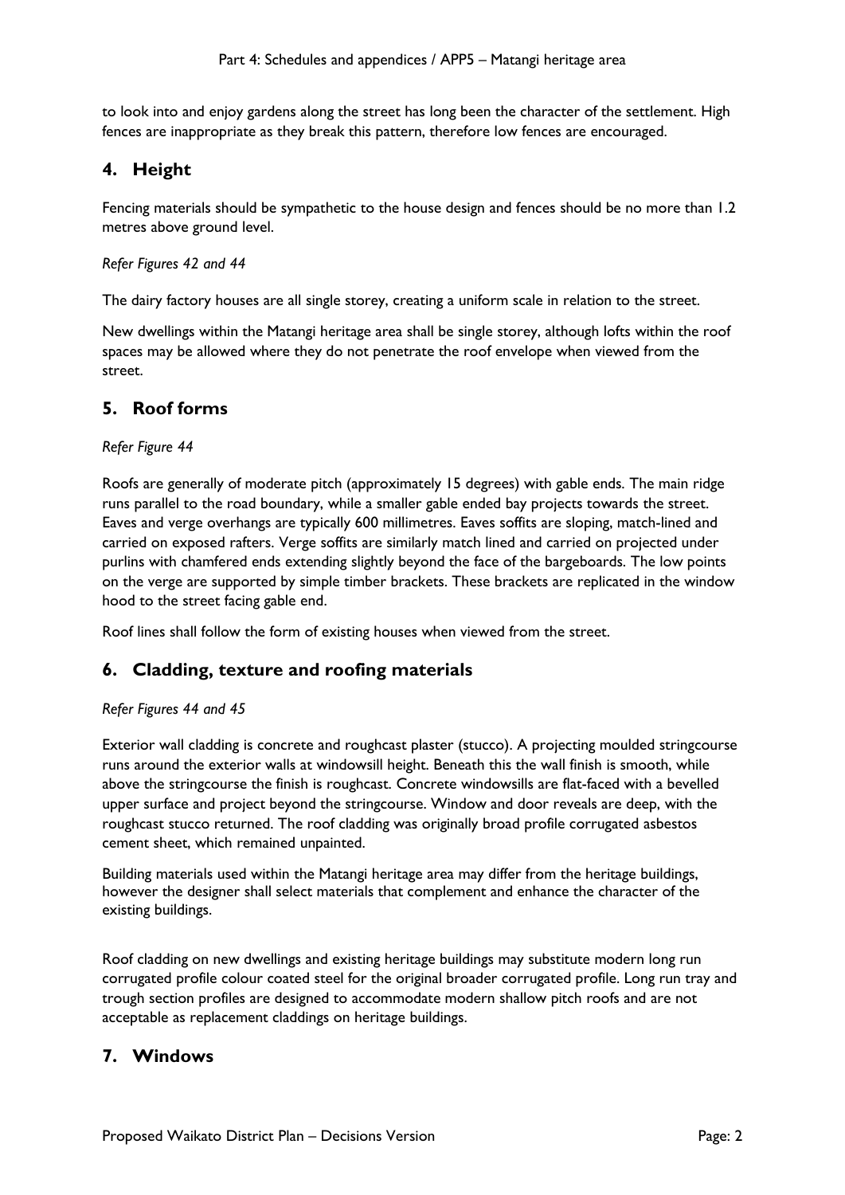to look into and enjoy gardens along the street has long been the character of the settlement. High fences are inappropriate as they break this pattern, therefore low fences are encouraged.

## 4. Height

Fencing materials should be sympathetic to the house design and fences should be no more than 1.2 metres above ground level.

*Refer Figures 42 and 44*

The dairy factory houses are all single storey, creating a uniform scale in relation to the street.

New dwellings within the Matangi heritage area shall be single storey, although lofts within the roof spaces may be allowed where they do not penetrate the roof envelope when viewed from the street.

## 5. Roof forms

*Refer Figure 44*

Roofs are generally of moderate pitch (approximately 15 degrees) with gable ends. The main ridge runs parallel to the road boundary, while a smaller gable ended bay projects towards the street. Eaves and verge overhangs are typically 600 millimetres. Eaves soffits are sloping, match-lined and carried on exposed rafters. Verge soffits are similarly match lined and carried on projected under purlins with chamfered ends extending slightly beyond the face of the bargeboards. The low points on the verge are supported by simple timber brackets. These brackets are replicated in the window hood to the street facing gable end.

Roof lines shall follow the form of existing houses when viewed from the street.

## 6. Cladding, texture and roofing materials

*Refer Figures 44 and 45*

Exterior wall cladding is concrete and roughcast plaster (stucco). A projecting moulded stringcourse runs around the exterior walls at windowsill height. Beneath this the wall finish is smooth, while above the stringcourse the finish is roughcast. Concrete windowsills are flat-faced with a bevelled upper surface and project beyond the stringcourse. Window and door reveals are deep, with the roughcast stucco returned. The roof cladding was originally broad profile corrugated asbestos cement sheet, which remained unpainted.

Building materials used within the Matangi heritage area may differ from the heritage buildings, however the designer shall select materials that complement and enhance the character of the existing buildings.

Roof cladding on new dwellings and existing heritage buildings may substitute modern long run corrugated profile colour coated steel for the original broader corrugated profile. Long run tray and trough section profiles are designed to accommodate modern shallow pitch roofs and are not acceptable as replacement claddings on heritage buildings.

## 7. Windows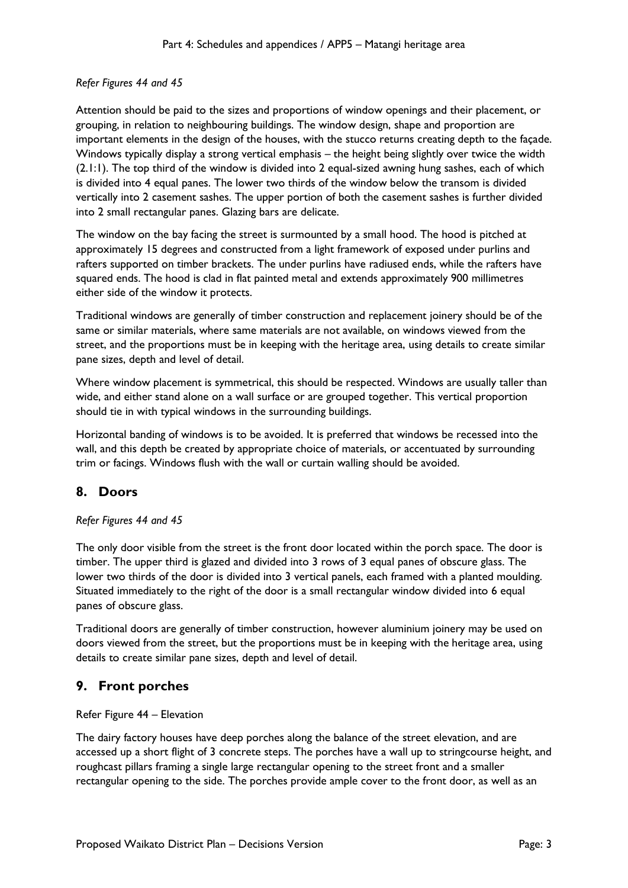*Refer Figures 44 and 45*

Attention should be paid to the sizes and proportions of window openings and their placement, or grouping, in relation to neighbouring buildings. The window design, shape and proportion are important elements in the design of the houses, with the stucco returns creating depth to the façade. Windows typically display a strong vertical emphasis – the height being slightly over twice the width (2.1:1). The top third of the window is divided into 2 equal-sized awning hung sashes, each of which is divided into 4 equal panes. The lower two thirds of the window below the transom is divided vertically into 2 casement sashes. The upper portion of both the casement sashes is further divided into 2 small rectangular panes. Glazing bars are delicate.

The window on the bay facing the street is surmounted by a small hood. The hood is pitched at approximately 15 degrees and constructed from a light framework of exposed under purlins and rafters supported on timber brackets. The under purlins have radiused ends, while the rafters have squared ends. The hood is clad in flat painted metal and extends approximately 900 millimetres either side of the window it protects.

Traditional windows are generally of timber construction and replacement joinery should be of the same or similar materials, where same materials are not available, on windows viewed from the street, and the proportions must be in keeping with the heritage area, using details to create similar pane sizes, depth and level of detail.

Where window placement is symmetrical, this should be respected. Windows are usually taller than wide, and either stand alone on a wall surface or are grouped together. This vertical proportion should tie in with typical windows in the surrounding buildings.

Horizontal banding of windows is to be avoided. It is preferred that windows be recessed into the wall, and this depth be created by appropriate choice of materials, or accentuated by surrounding trim or facings. Windows flush with the wall or curtain walling should be avoided.

## 8. Doors

*Refer Figures 44 and 45*

The only door visible from the street is the front door located within the porch space. The door is timber. The upper third is glazed and divided into 3 rows of 3 equal panes of obscure glass. The lower two thirds of the door is divided into 3 vertical panels, each framed with a planted moulding. Situated immediately to the right of the door is a small rectangular window divided into 6 equal panes of obscure glass.

Traditional doors are generally of timber construction, however aluminium joinery may be used on doors viewed from the street, but the proportions must be in keeping with the heritage area, using details to create similar pane sizes, depth and level of detail.

## 9. Front porches

Refer Figure 44 – Elevation

The dairy factory houses have deep porches along the balance of the street elevation, and are accessed up a short flight of 3 concrete steps. The porches have a wall up to stringcourse height, and roughcast pillars framing a single large rectangular opening to the street front and a smaller rectangular opening to the side. The porches provide ample cover to the front door, as well as an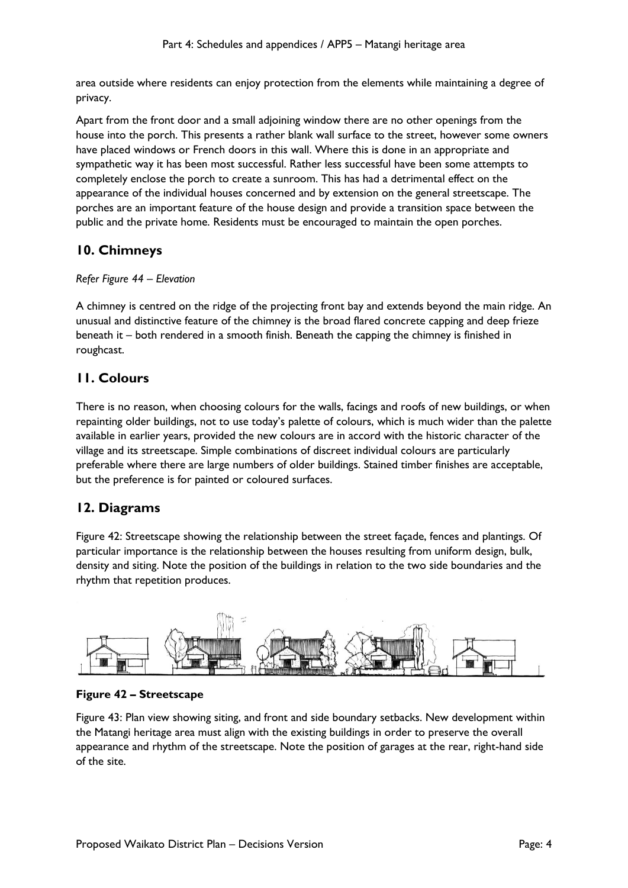area outside where residents can enjoy protection from the elements while maintaining a degree of privacy.

Apart from the front door and a small adjoining window there are no other openings from the house into the porch. This presents a rather blank wall surface to the street, however some owners have placed windows or French doors in this wall. Where this is done in an appropriate and sympathetic way it has been most successful. Rather less successful have been some attempts to completely enclose the porch to create a sunroom. This has had a detrimental effect on the appearance of the individual houses concerned and by extension on the general streetscape. The porches are an important feature of the house design and provide a transition space between the public and the private home. Residents must be encouraged to maintain the open porches.

## 10. Chimneys

*Refer Figure 44 – Elevation*

A chimney is centred on the ridge of the projecting front bay and extends beyond the main ridge. An unusual and distinctive feature of the chimney is the broad flared concrete capping and deep frieze beneath it – both rendered in a smooth finish. Beneath the capping the chimney is finished in roughcast.

## 11. Colours

There is no reason, when choosing colours for the walls, facings and roofs of new buildings, or when repainting older buildings, not to use today's palette of colours, which is much wider than the palette available in earlier years, provided the new colours are in accord with the historic character of the village and its streetscape. Simple combinations of discreet individual colours are particularly preferable where there are large numbers of older buildings. Stained timber finishes are acceptable, but the preference is for painted or coloured surfaces.

## 12. Diagrams

Figure 42: Streetscape showing the relationship between the street façade, fences and plantings. Of particular importance is the relationship between the houses resulting from uniform design, bulk, density and siting. Note the position of the buildings in relation to the two side boundaries and the rhythm that repetition produces.

**Figure 42 – Streetscape**

Figure 43: Plan view showing siting, and front and side boundary setbacks. New development within the Matangi heritage area must align with the existing buildings in order to preserve the overall appearance and rhythm of the streetscape. Note the position of garages at the rear, right-hand side of the site.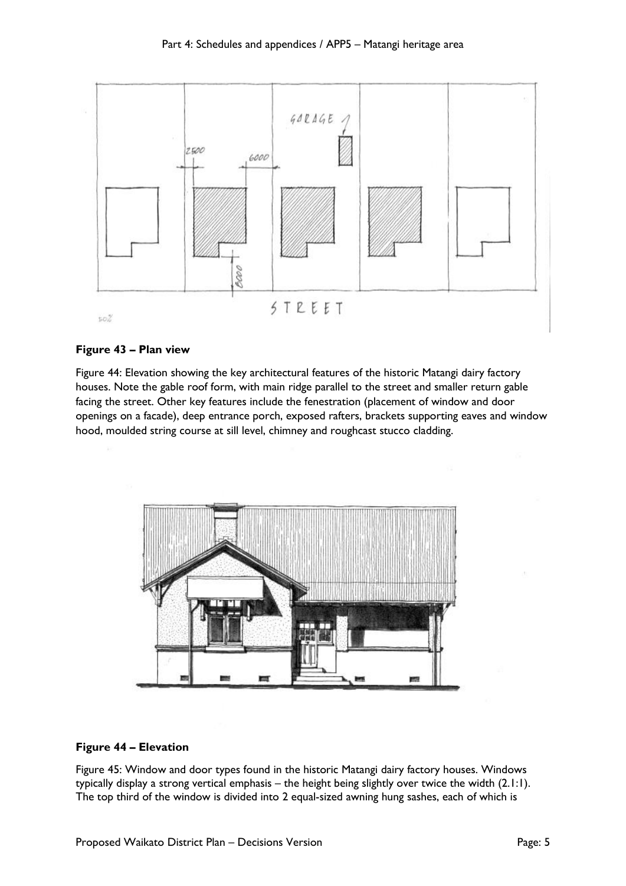**Figure 43 – Plan view**

Figure 44: Elevation showing the key architectural features of the historic Matangi dairy factory houses. Note the gable roof form, with main ridge parallel to the street and smaller return gable facing the street. Other key features include the fenestration (placement of window and door openings on a facade), deep entrance porch, exposed rafters, brackets supporting eaves and window hood, moulded string course at sill level, chimney and roughcast stucco cladding.

**Figure 44 – Elevation**

Figure 45: Window and door types found in the historic Matangi dairy factory houses. Windows typically display a strong vertical emphasis – the height being slightly over twice the width (2.1:1). The top third of the window is divided into 2 equal-sized awning hung sashes, each of which is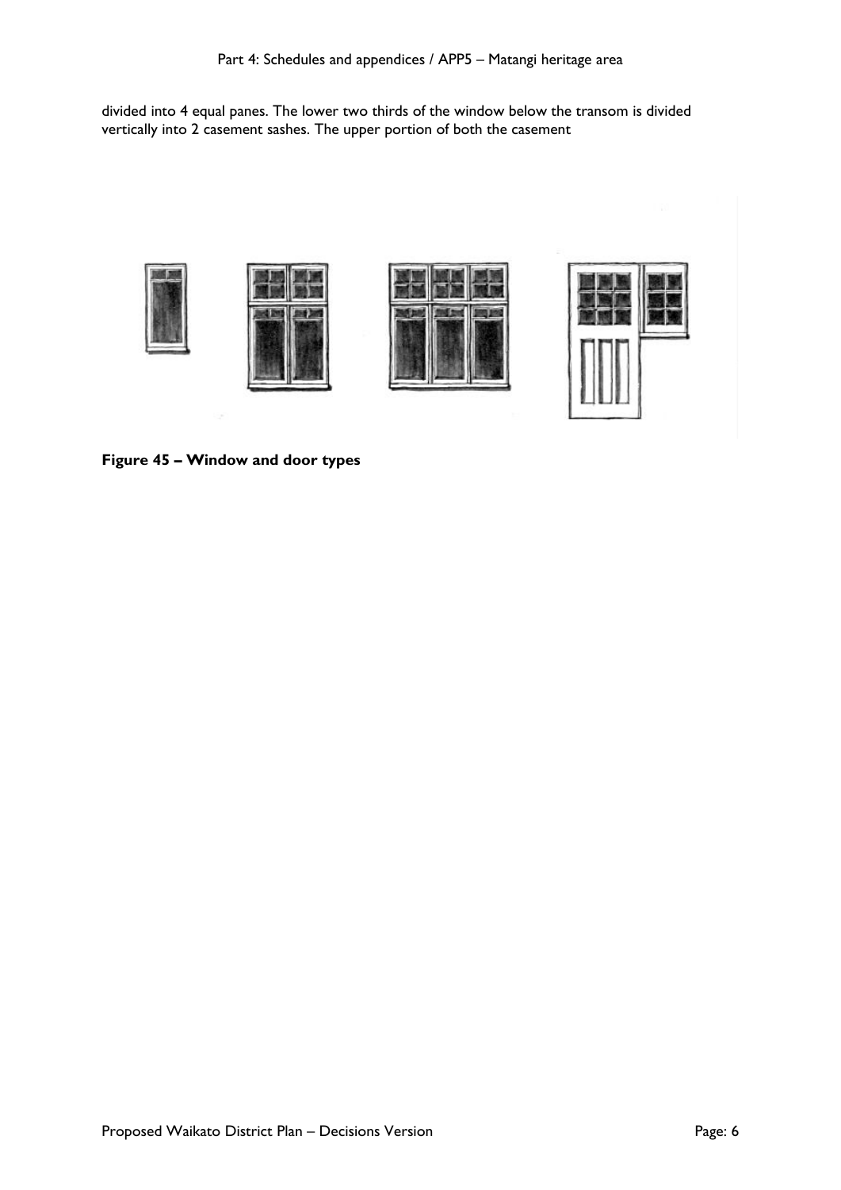divided into 4 equal panes. The lower two thirds of the window below the transom is divided vertically into 2 casement sashes. The upper portion of both the casement

**Figure 45 – Window and door types**